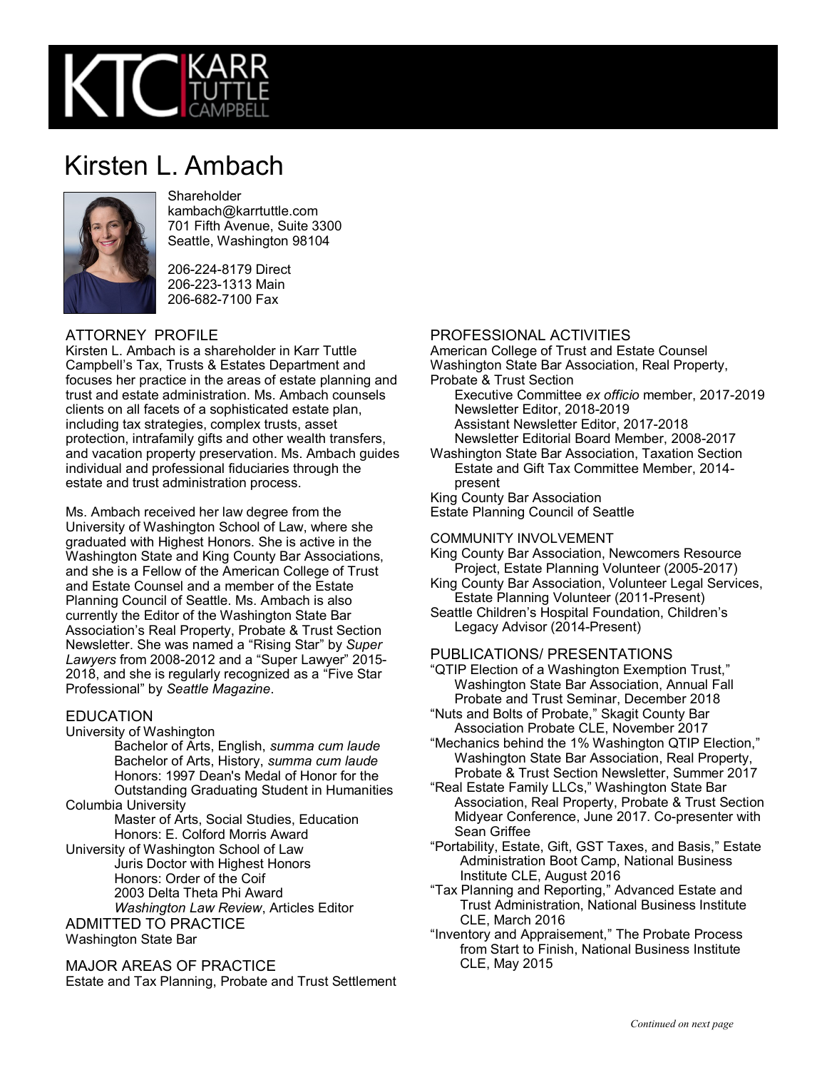# Kirsten L. Ambach

Shareholder
kambach@karrtuttle.com
701 Fifth Avenue, Suite 3300
Seattle, Washington 98104

206-224-8179 Direct
206-223-1313 Main
206-682-7100 Fax

## ATTORNEY PROFILE

Kirsten L. Ambach is a shareholder in Karr Tuttle Campbell's Tax, Trusts & Estates Department and focuses her practice in the areas of estate planning and trust and estate administration. Ms. Ambach counsels clients on all facets of a sophisticated estate plan, including tax strategies, complex trusts, asset protection, intrafamily gifts and other wealth transfers, and vacation property preservation. Ms. Ambach guides individual and professional fiduciaries through the estate and trust administration process.

Ms. Ambach received her law degree from the University of Washington School of Law, where she graduated with Highest Honors. She is active in the Washington State and King County Bar Associations, and she is a Fellow of the American College of Trust and Estate Counsel and a member of the Estate Planning Council of Seattle. Ms. Ambach is also currently the Editor of the Washington State Bar Association's Real Property, Probate & Trust Section Newsletter. She was named a "Rising Star" by *Super Lawyers* from 2008-2012 and a "Super Lawyer" 2015-2018, and she is regularly recognized as a "Five Star Professional" by *Seattle Magazine*.

## EDUCATION

University of Washington
- Bachelor of Arts, English, *summa cum laude*
- Bachelor of Arts, History, *summa cum laude*
- Honors: 1997 Dean's Medal of Honor for the Outstanding Graduating Student in Humanities

Columbia University
- Master of Arts, Social Studies, Education
- Honors: E. Colford Morris Award

University of Washington School of Law
- Juris Doctor with Highest Honors
- Honors: Order of the Coif
- 2003 Delta Theta Phi Award
- *Washington Law Review*, Articles Editor

## ADMITTED TO PRACTICE

Washington State Bar

## MAJOR AREAS OF PRACTICE

Estate and Tax Planning, Probate and Trust Settlement

## PROFESSIONAL ACTIVITIES

American College of Trust and Estate Counsel

Washington State Bar Association, Real Property, Probate & Trust Section
- Executive Committee *ex officio* member, 2017-2019
- Newsletter Editor, 2018-2019
- Assistant Newsletter Editor, 2017-2018
- Newsletter Editorial Board Member, 2008-2017

Washington State Bar Association, Taxation Section
- Estate and Gift Tax Committee Member, 2014-present

King County Bar Association

Estate Planning Council of Seattle

## COMMUNITY INVOLVEMENT

King County Bar Association, Newcomers Resource Project, Estate Planning Volunteer (2005-2017)

King County Bar Association, Volunteer Legal Services, Estate Planning Volunteer (2011-Present)

Seattle Children's Hospital Foundation, Children's Legacy Advisor (2014-Present)

## PUBLICATIONS/ PRESENTATIONS

"QTIP Election of a Washington Exemption Trust," Washington State Bar Association, Annual Fall Probate and Trust Seminar, December 2018

"Nuts and Bolts of Probate," Skagit County Bar Association Probate CLE, November 2017

"Mechanics behind the 1% Washington QTIP Election," Washington State Bar Association, Real Property, Probate & Trust Section Newsletter, Summer 2017

"Real Estate Family LLCs," Washington State Bar Association, Real Property, Probate & Trust Section Midyear Conference, June 2017. Co-presenter with Sean Griffee

"Portability, Estate, Gift, GST Taxes, and Basis," Estate Administration Boot Camp, National Business Institute CLE, August 2016

"Tax Planning and Reporting," Advanced Estate and Trust Administration, National Business Institute CLE, March 2016

"Inventory and Appraisement," The Probate Process from Start to Finish, National Business Institute CLE, May 2015

*Continued on next page*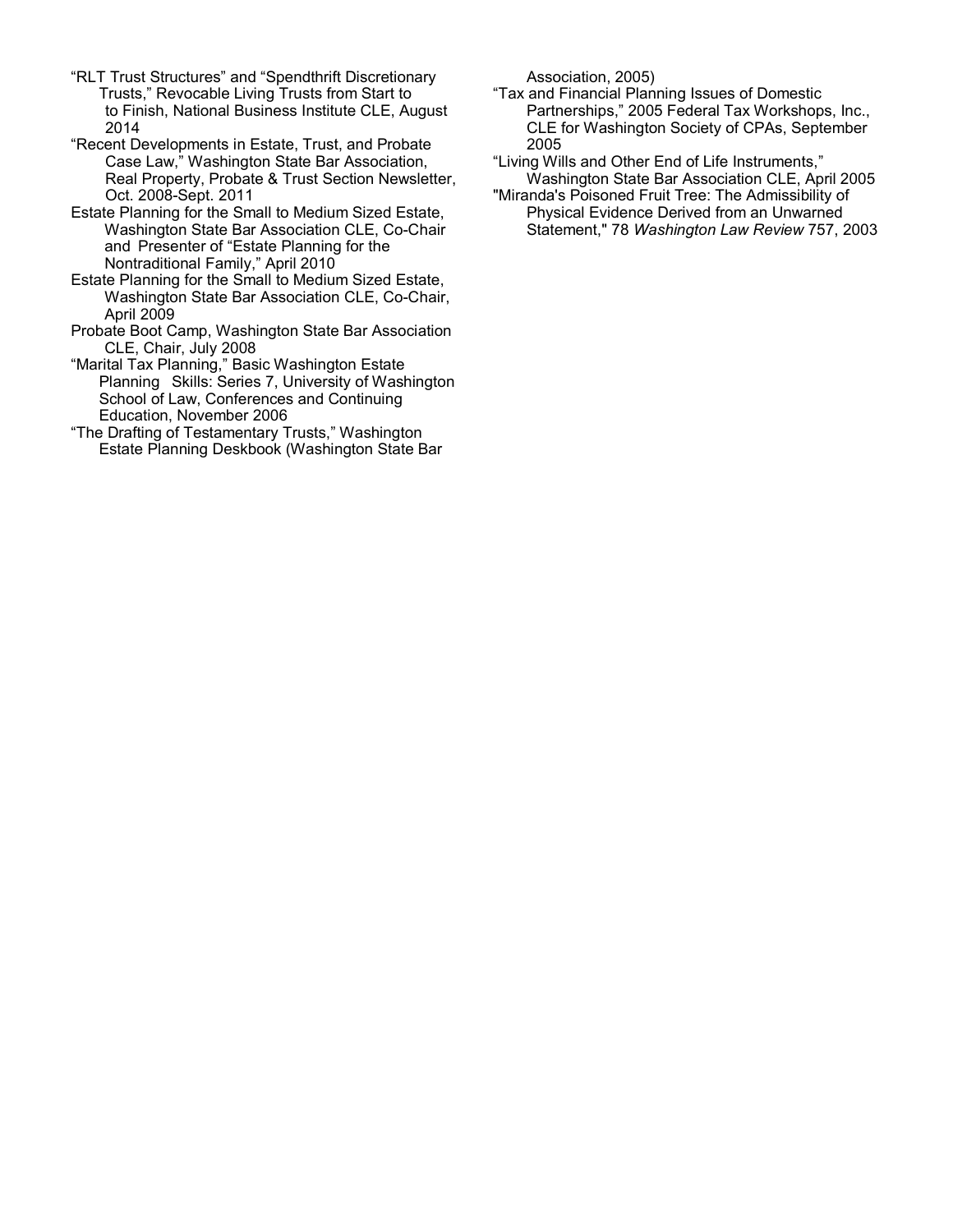- "RLT Trust Structures" and "Spendthrift Discretionary Trusts," Revocable Living Trusts from Start to to Finish, National Business Institute CLE, August 2014
- "Recent Developments in Estate, Trust, and Probate Case Law," Washington State Bar Association, Real Property, Probate & Trust Section Newsletter, Oct. 2008-Sept. 2011
- Estate Planning for the Small to Medium Sized Estate, Washington State Bar Association CLE, Co-Chair and Presenter of "Estate Planning for the Nontraditional Family," April 2010
- Estate Planning for the Small to Medium Sized Estate, Washington State Bar Association CLE, Co-Chair, April 2009
- Probate Boot Camp, Washington State Bar Association CLE, Chair, July 2008
- "Marital Tax Planning," Basic Washington Estate Planning Skills: Series 7, University of Washington School of Law, Conferences and Continuing Education, November 2006
- "The Drafting of Testamentary Trusts," Washington Estate Planning Deskbook (Washington State Bar Association, 2005)
- "Tax and Financial Planning Issues of Domestic Partnerships," 2005 Federal Tax Workshops, Inc., CLE for Washington Society of CPAs, September 2005
- "Living Wills and Other End of Life Instruments," Washington State Bar Association CLE, April 2005
- "Miranda's Poisoned Fruit Tree: The Admissibility of Physical Evidence Derived from an Unwarned Statement," 78 *Washington Law Review* 757, 2003